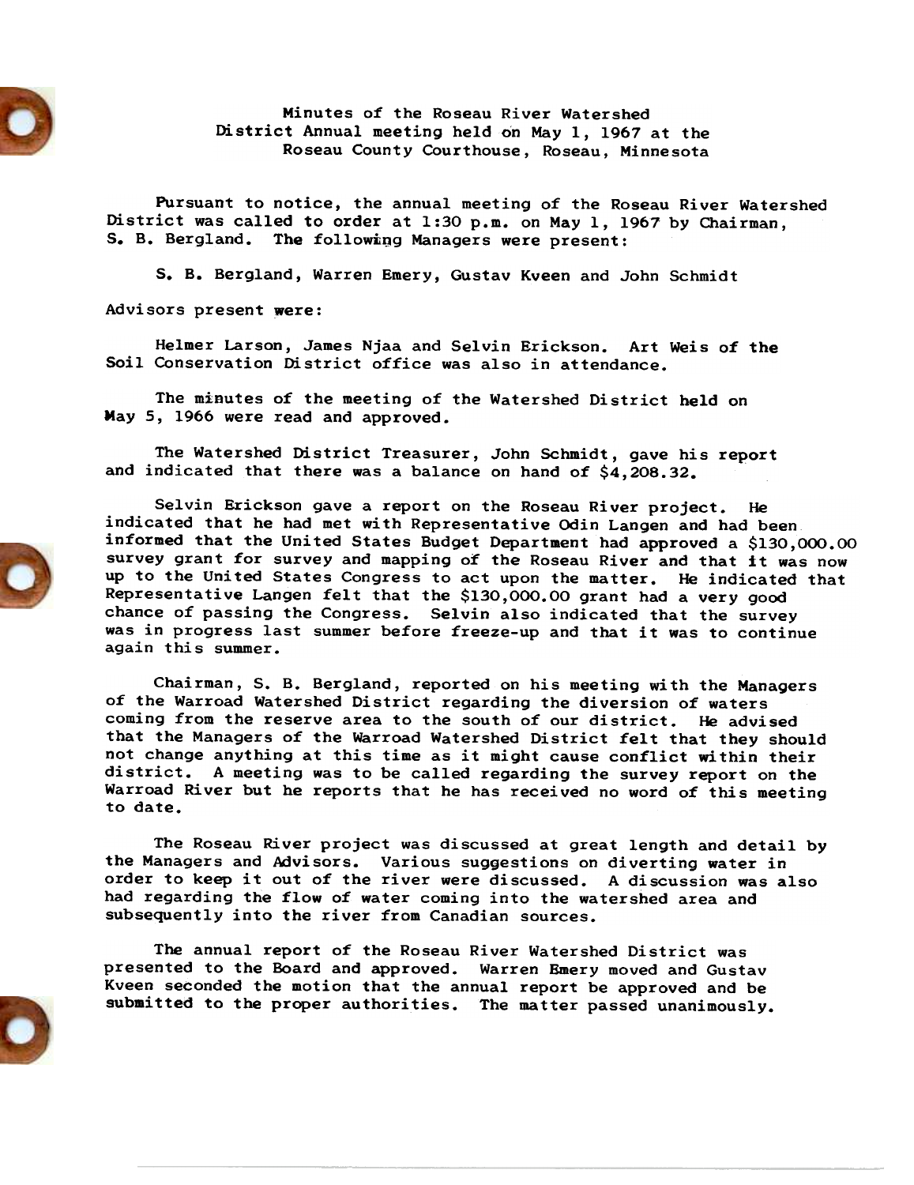# Minutes of the Roseau River Watershed District Annual meeting held on May 1, 1967 at the Roseau County Courthouse, Roseau, Minnesota

Pursuant to notice, the annual meeting of the Roseau River Watershed District was called to order at 1:30 p.m. on May 1, 1967 by Chairman, S. B. Bergland. The following Managers were present:

S. B. Bergland, Warren Emery, Gustav Kveen and John Schmidt

Advisors present were:

Helmer Larson, James Njaa and Selvin Erickson. Art Weis of the Soil Conservation District office was also in attendance.

The minutes of the meeting of the Watershed District held on May 5, 1966 were read and approved.

The Watershed District Treasurer, John Schmidt, gave his report and indicated that there was a balance on hand of $4,208.32.

Selvin Erickson gave a report on the Roseau River project. He indicated that he had met with Representative Odin Langen and had been informed that the United States Budget Department had approved a $130,000.00 survey grant for survey and mapping of the Roseau River and that it was now up to the United States Congress to act upon the matter. He indicated that Representative Langen felt that the $130,000.00 grant had a very good chance of passing the Congress. Selvin also indicated that the survey was in progress last summer before freeze-up and that it was to continue again this summer.

Chairman, S. B. Bergland, reported on his meeting with the Managers of the Warroad Watershed District regarding the diversion of waters coming from the reserve area to the south of our district. He advised that the Managers of the Warroad Watershed District felt that they should not change anything at this time as it might cause conflict within their district. A meeting was to be called regarding the survey report on the Warroad River but he reports that he has received no word of this meeting to date.

The Roseau River project was discussed at great length and detail by the Managers and Advisors. Various suggestions on diverting water in order to keep it out of the river were discussed. A discussion was also had regarding the flow of water coming into the watershed area and subsequently into the river from Canadian sources.

The annual report of the Roseau River Watershed District was presented to the Board and approved. Warren Emery moved and Gustav Kveen seconded the motion that the annual report be approved and be submitted to the proper authorities. The matter passed unanimously.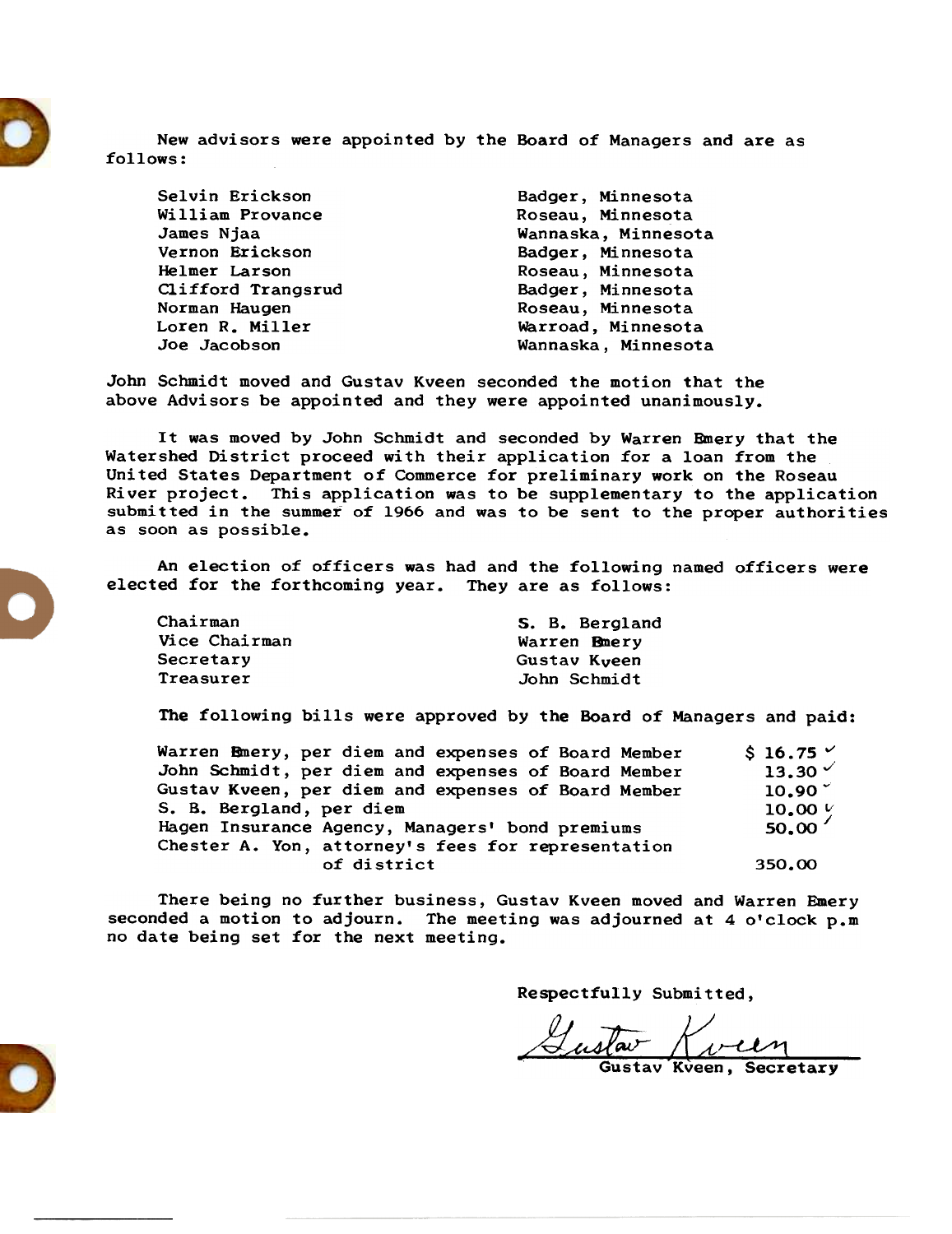New advisors were appointed by the Board of Managers and are as follows:

| | |
|---|---|
| Selvin Erickson | Badger, Minnesota |
| William Provance | Roseau, Minnesota |
| James Njaa | Wannaska, Minnesota |
| Vernon Erickson | Badger, Minnesota |
| Helmer Larson | Roseau, Minnesota |
| Clifford Trangsrud | Badger, Minnesota |
| Norman Haugen | Roseau, Minnesota |
| Loren R. Miller | Warroad, Minnesota |
| Joe Jacobson | Wannaska, Minnesota |

John Schmidt moved and Gustav Kveen seconded the motion that the above Advisors be appointed and they were appointed unanimously.

It was moved by John Schmidt and seconded by Warren Emery that the Watershed District proceed with their application for a loan from the United States Department of Commerce for preliminary work on the Roseau River project. This application was to be supplementary to the application submitted in the summer of 1966 and was to be sent to the proper authorities as soon as possible.

An election of officers was had and the following named officers were elected for the forthcoming year. They are as follows:

| | |
|---|---|
| Chairman | S. B. Bergland |
| Vice Chairman | Warren Emery |
| Secretary | Gustav Kveen |
| Treasurer | John Schmidt |

The following bills were approved by the Board of Managers and paid:

| | |
|---|---|
| Warren Emery, per diem and expenses of Board Member | $ 16.75 |
| John Schmidt, per diem and expenses of Board Member | 13.30 |
| Gustav Kveen, per diem and expenses of Board Member | 10.90 |
| S. B. Bergland, per diem | 10.00 |
| Hagen Insurance Agency, Managers' bond premiums | 50.00 |
| Chester A. Yon, attorney's fees for representation of district | 350.00 |

There being no further business, Gustav Kveen moved and Warren Emery seconded a motion to adjourn. The meeting was adjourned at 4 o'clock p.m no date being set for the next meeting.

Respectfully Submitted,

Gustav Kveen

Gustav Kveen, Secretary